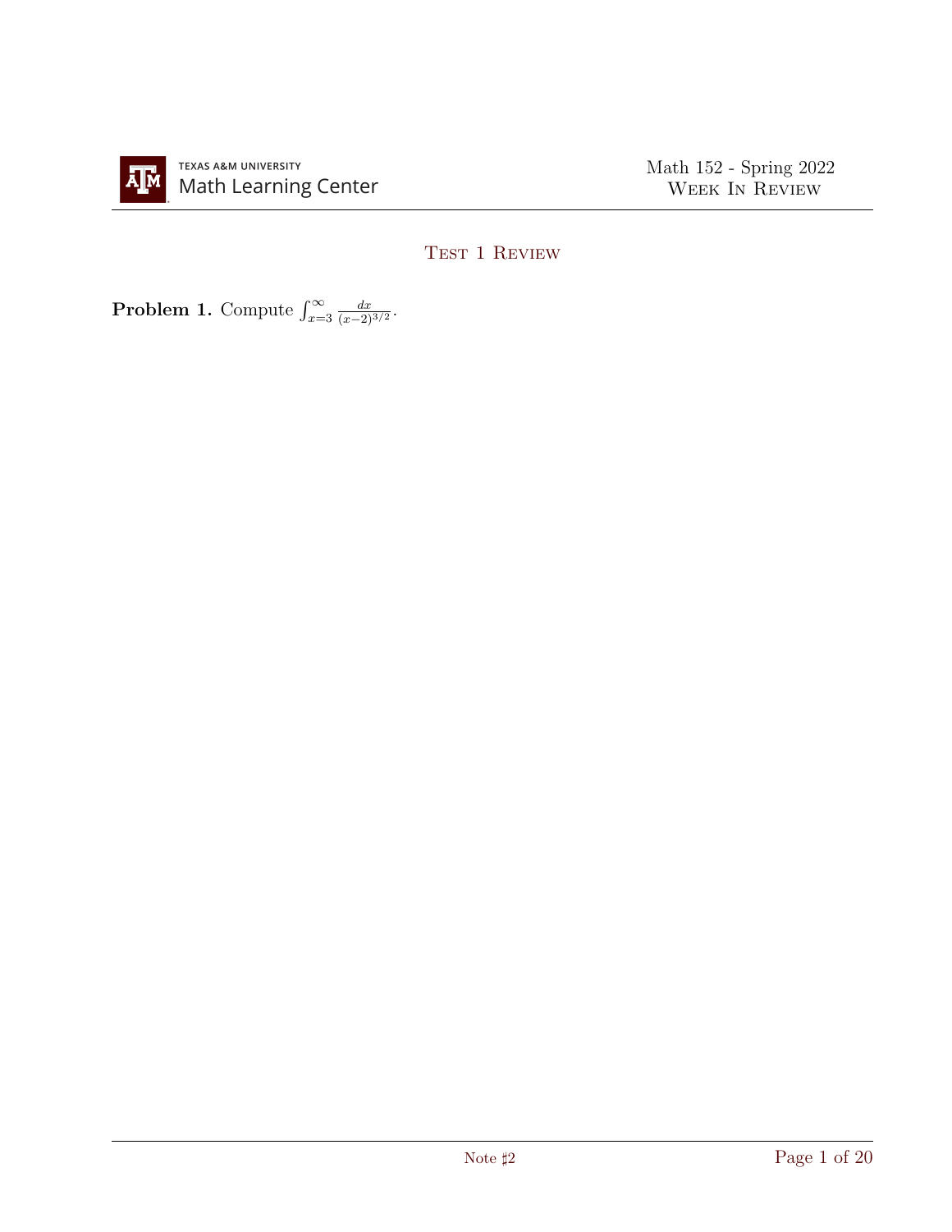## Test 1 Review

**Problem 1.** Compute $\int_{x=3}^{\infty} \frac{dx}{(x-2)^{3/2}}$.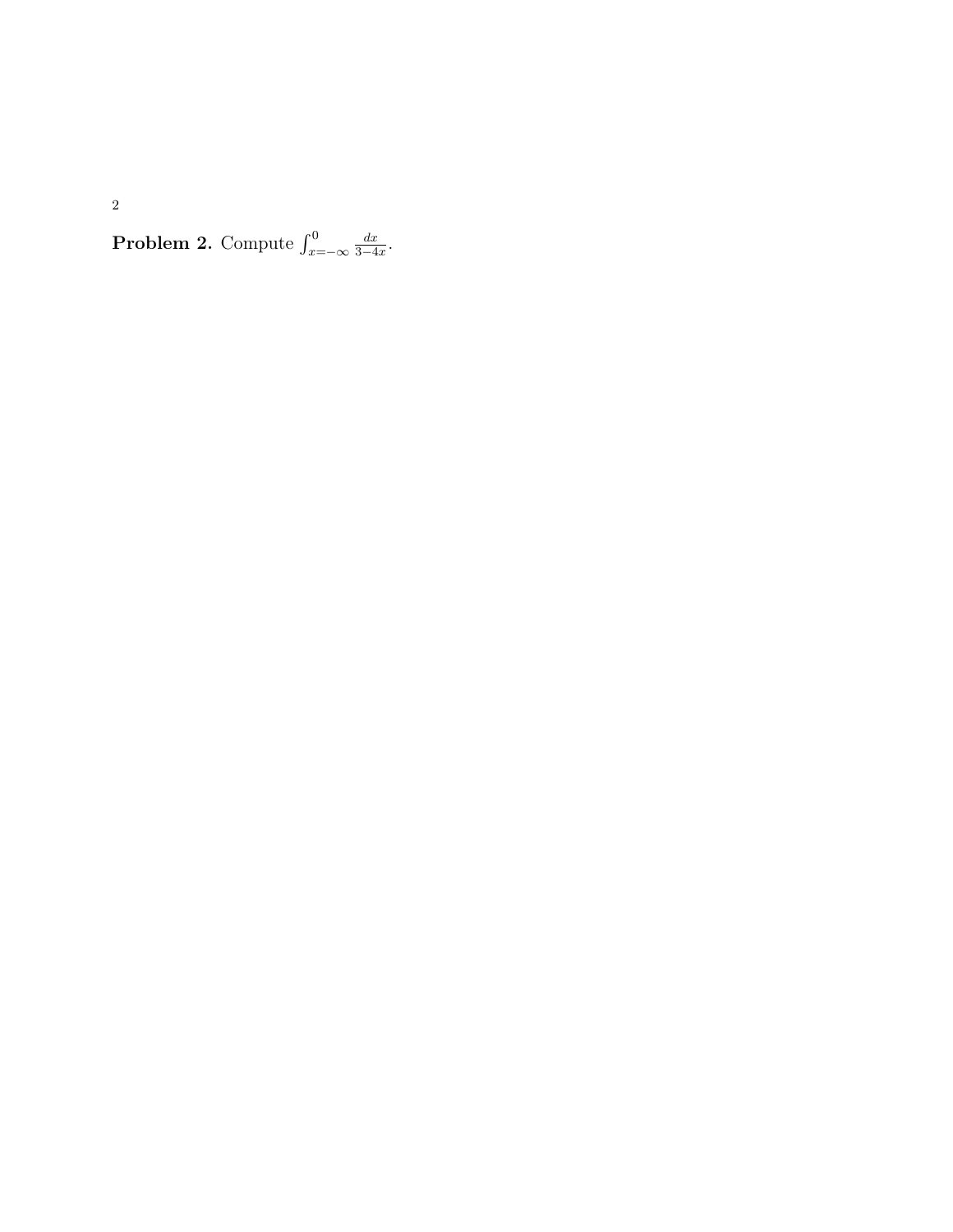**Problem 2.** Compute $\int_{x=-\infty}^{0} \frac{dx}{3-4x}$.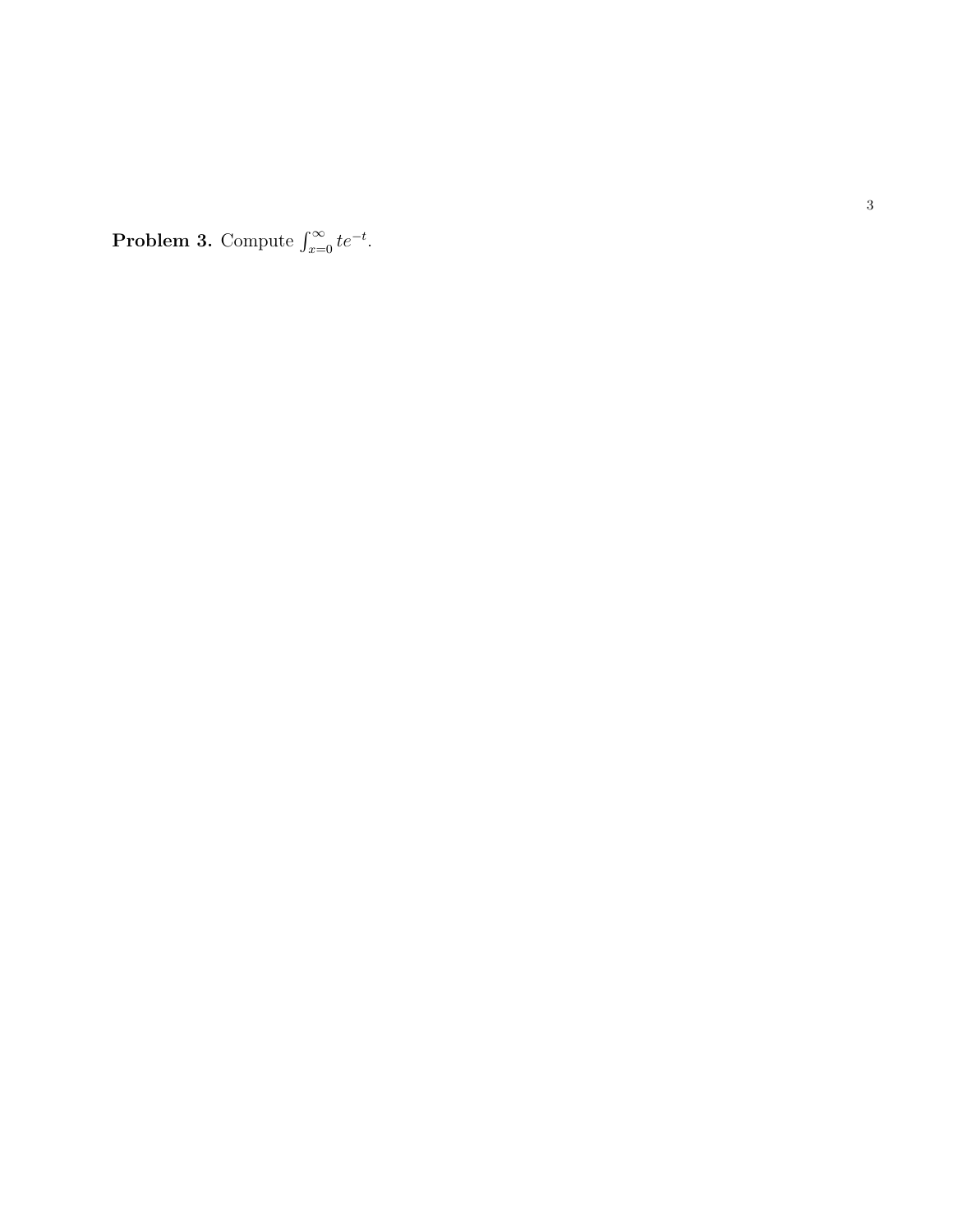**Problem 3.** Compute $\int_{x=0}^{\infty} te^{-t}$.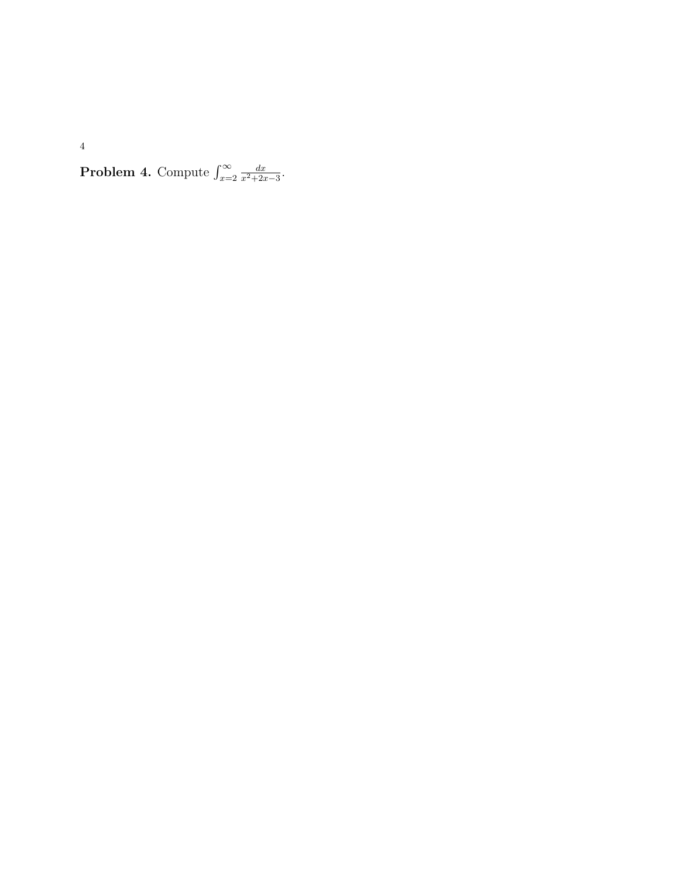**Problem 4.** Compute $\int_{x=2}^{\infty} \frac{dx}{x^2+2x-3}$.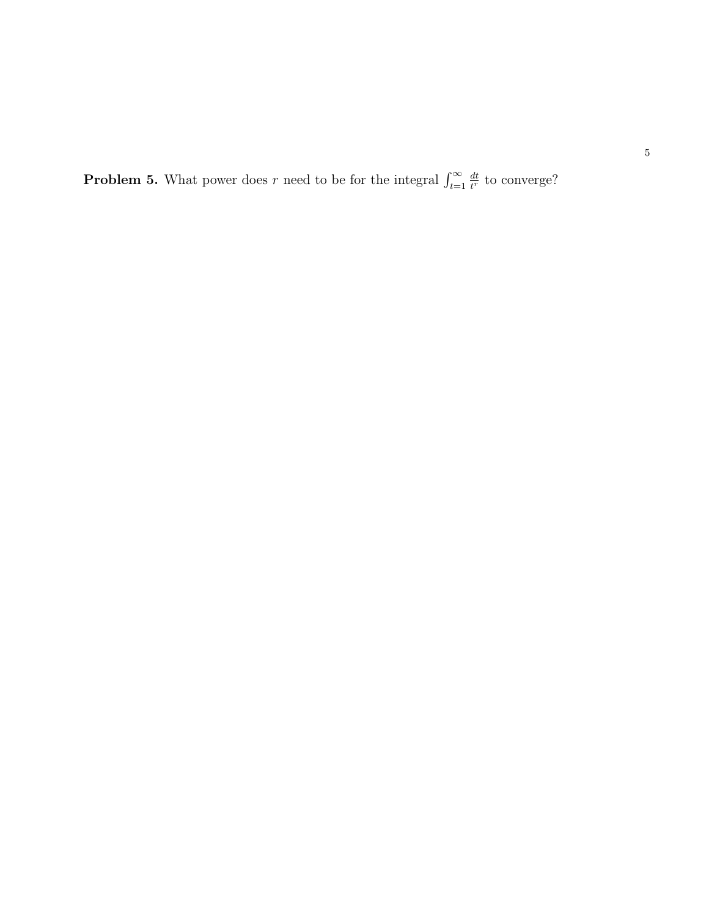**Problem 5.** What power does $r$ need to be for the integral $\int_{t=1}^{\infty} \frac{dt}{t^r}$ to converge?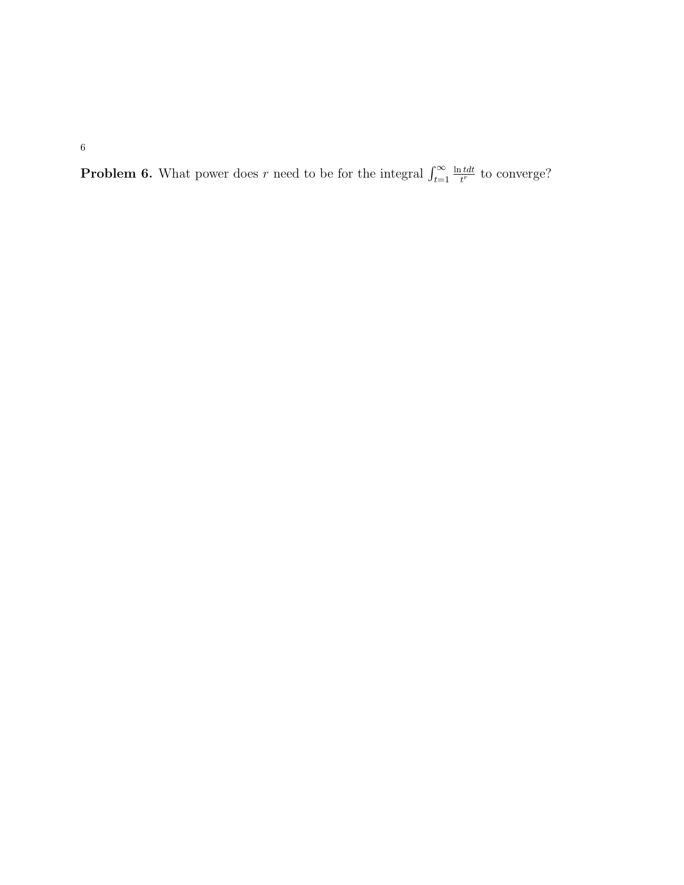**Problem 6.** What power does $r$ need to be for the integral $\int_{t=1}^{\infty} \frac{\ln t dt}{t^r}$ to converge?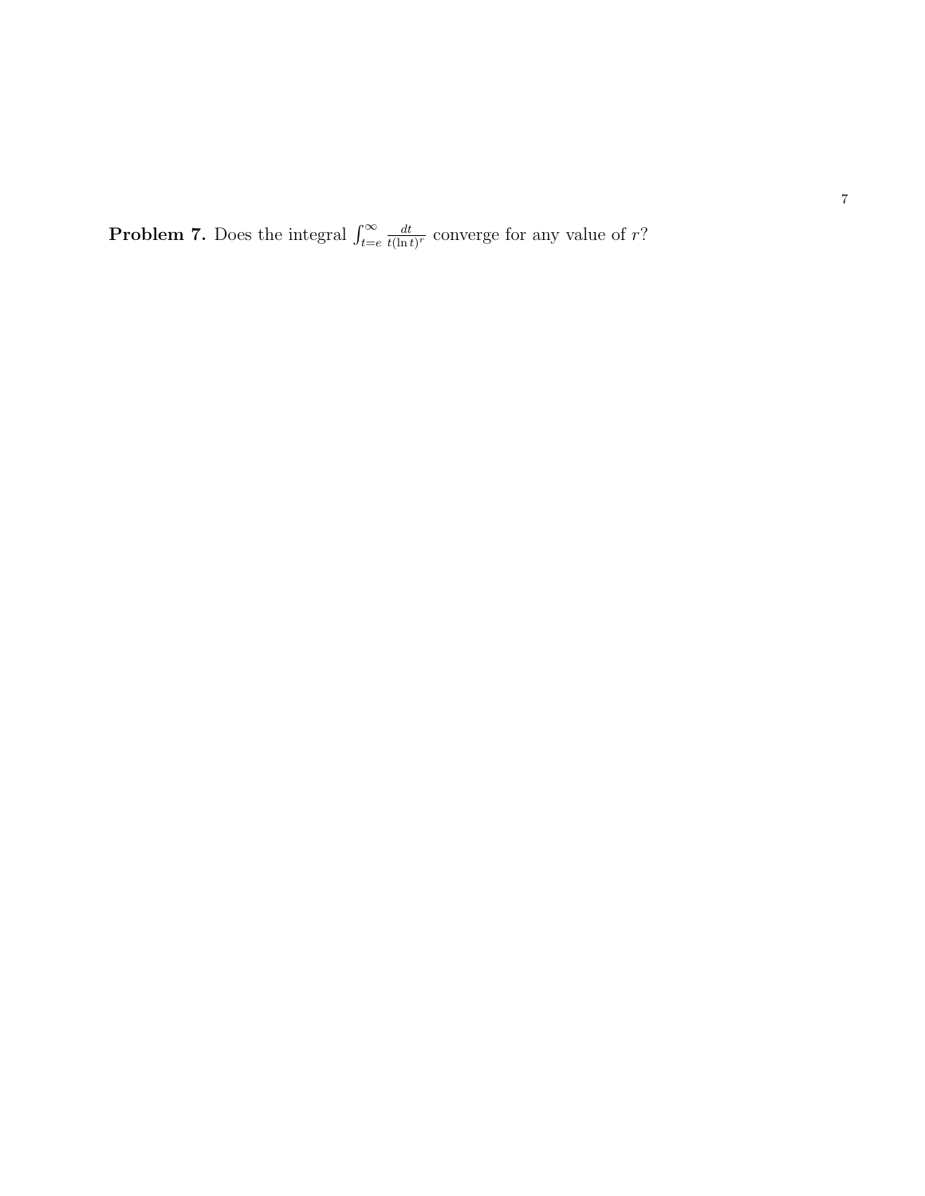**Problem 7.** Does the integral $\int_{t=e}^{\infty} \frac{dt}{t(\ln t)^r}$ converge for any value of $r$?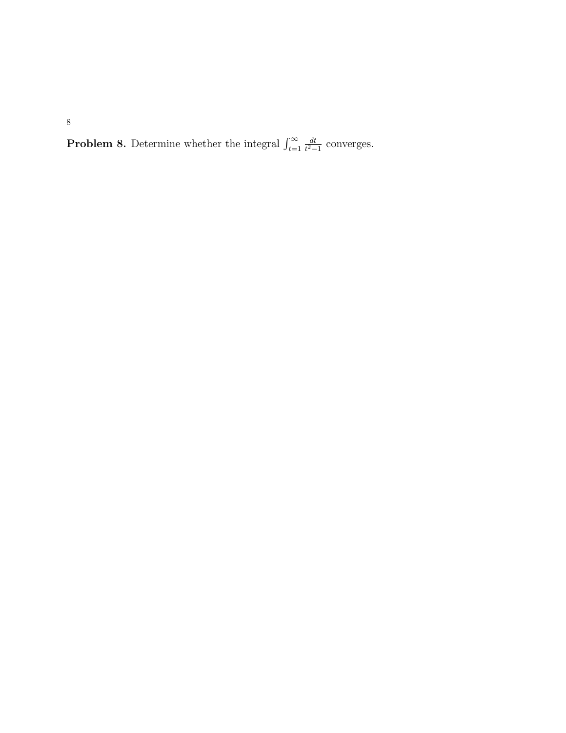**Problem 8.** Determine whether the integral $\int_{t=1}^{\infty} \frac{dt}{t^2-1}$ converges.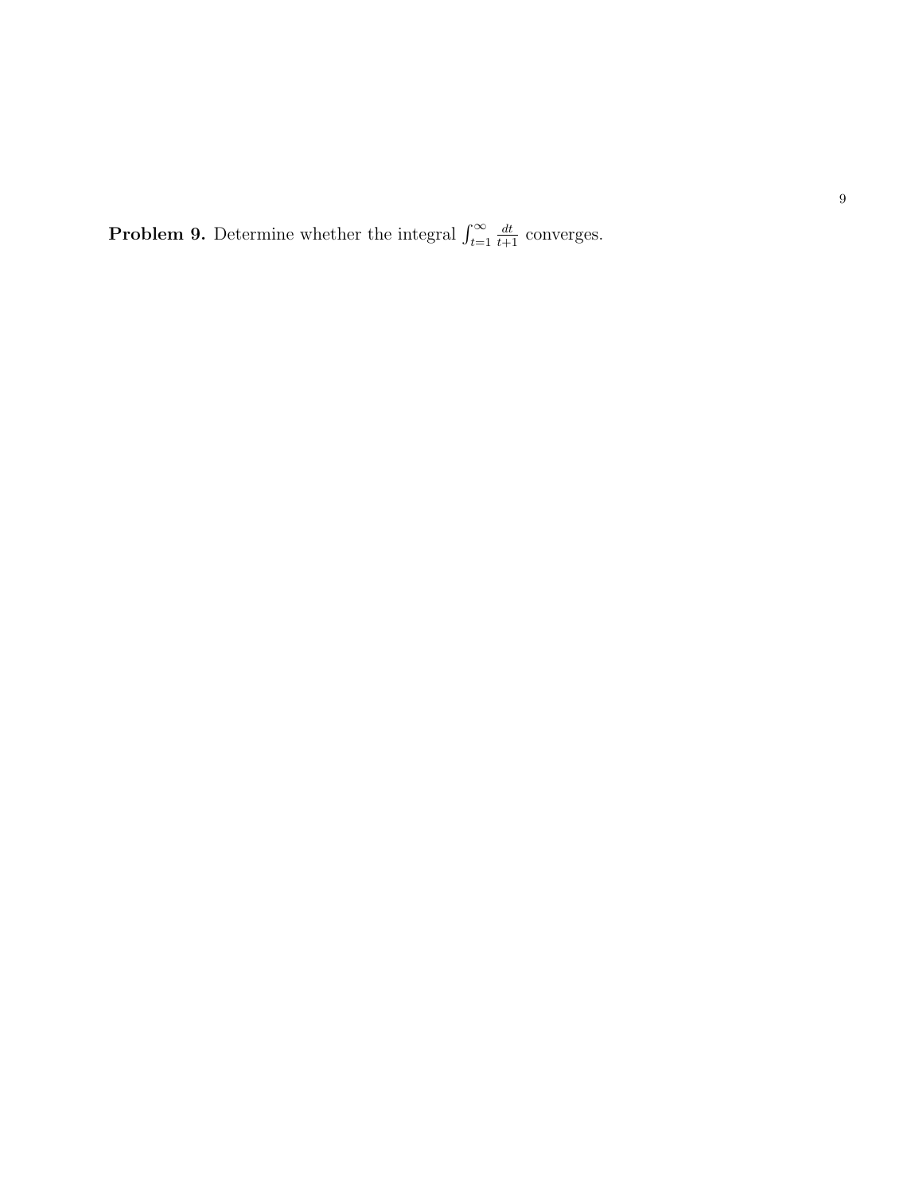**Problem 9.** Determine whether the integral $\int_{t=1}^{\infty} \frac{dt}{t+1}$ converges.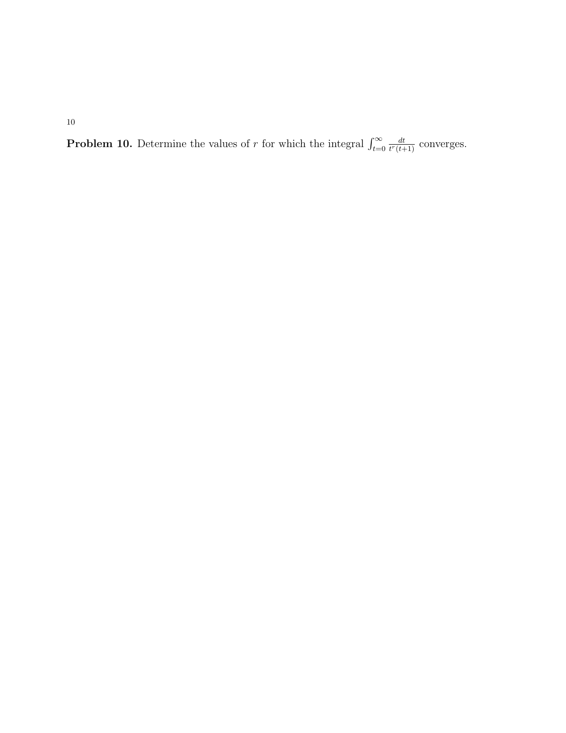**Problem 10.** Determine the values of $r$ for which the integral $\int_{t=0}^{\infty} \frac{dt}{t^r(t+1)}$ converges.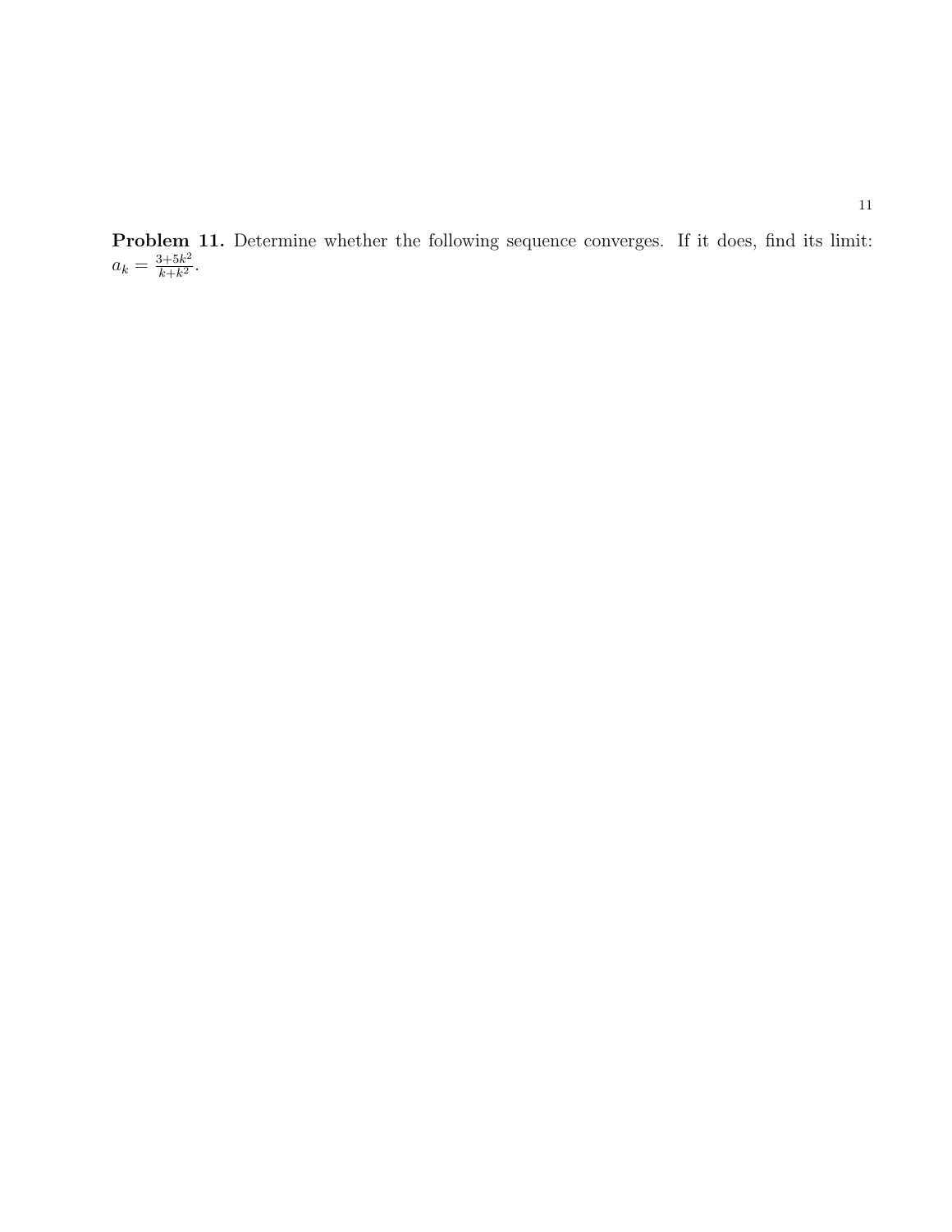**Problem 11.** Determine whether the following sequence converges. If it does, find its limit: $a_k = \frac{3+5k^2}{k+k^2}$.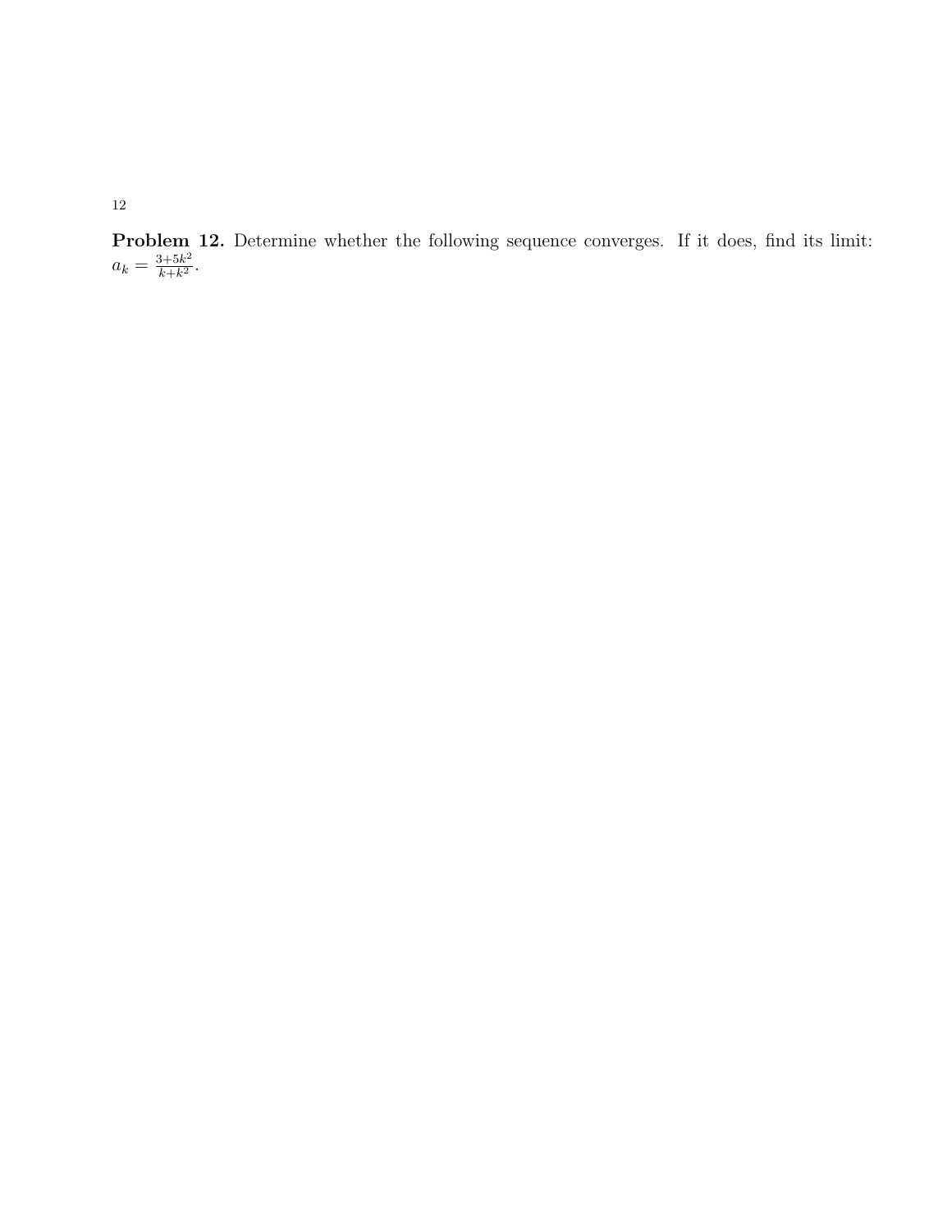**Problem 12.** Determine whether the following sequence converges. If it does, find its limit: $a_k = \frac{3+5k^2}{k+k^2}$.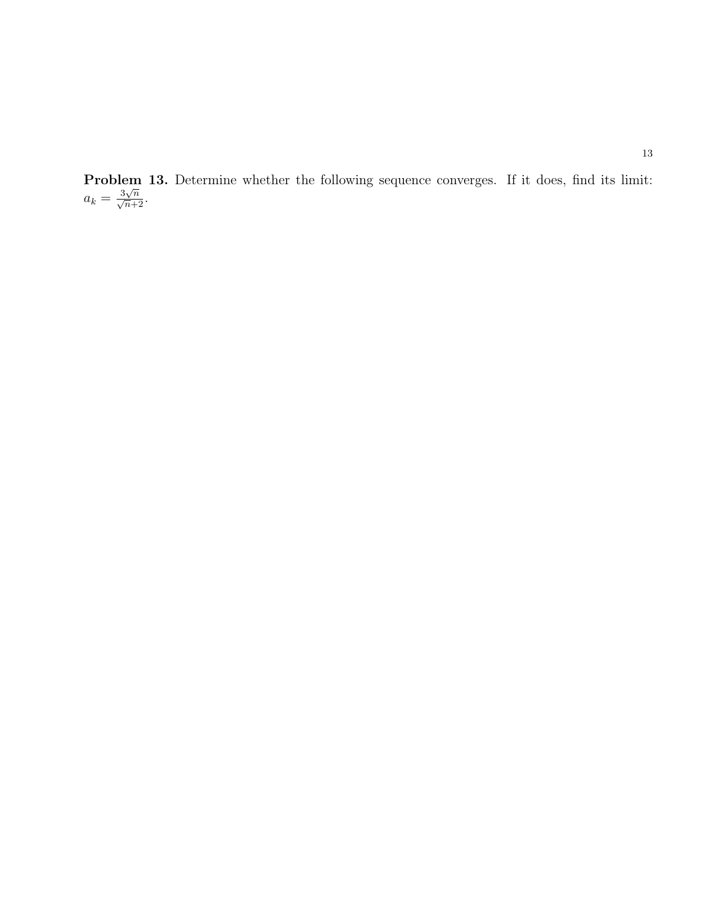**Problem 13.** Determine whether the following sequence converges. If it does, find its limit: $a_k = \frac{3\sqrt{n}}{\sqrt{n}+2}$.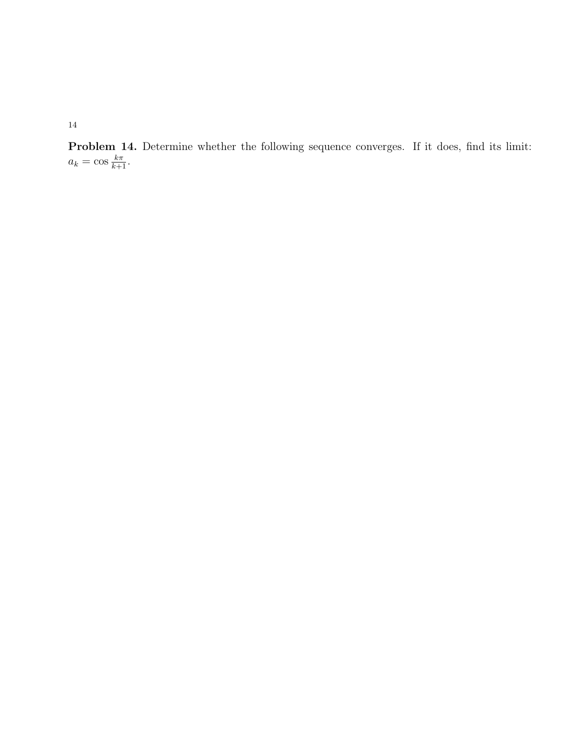**Problem 14.** Determine whether the following sequence converges. If it does, find its limit: $a_k = \cos \frac{k\pi}{k+1}$.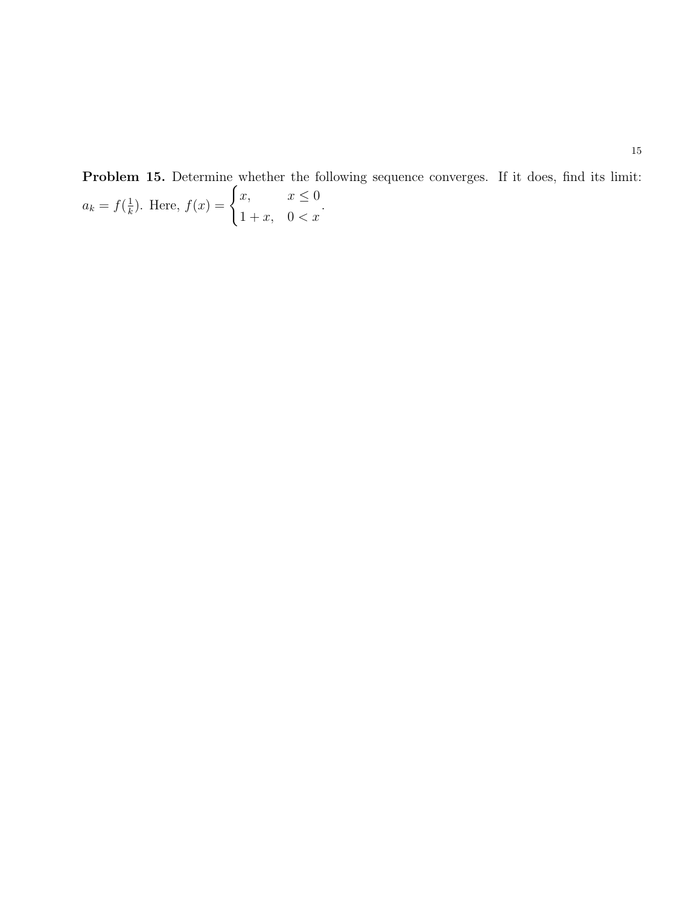**Problem 15.** Determine whether the following sequence converges. If it does, find its limit: $a_k = f(\frac{1}{k})$. Here, $f(x) = \begin{cases} x, & x \leq 0 \\ 1 + x, & 0 < x \end{cases}$.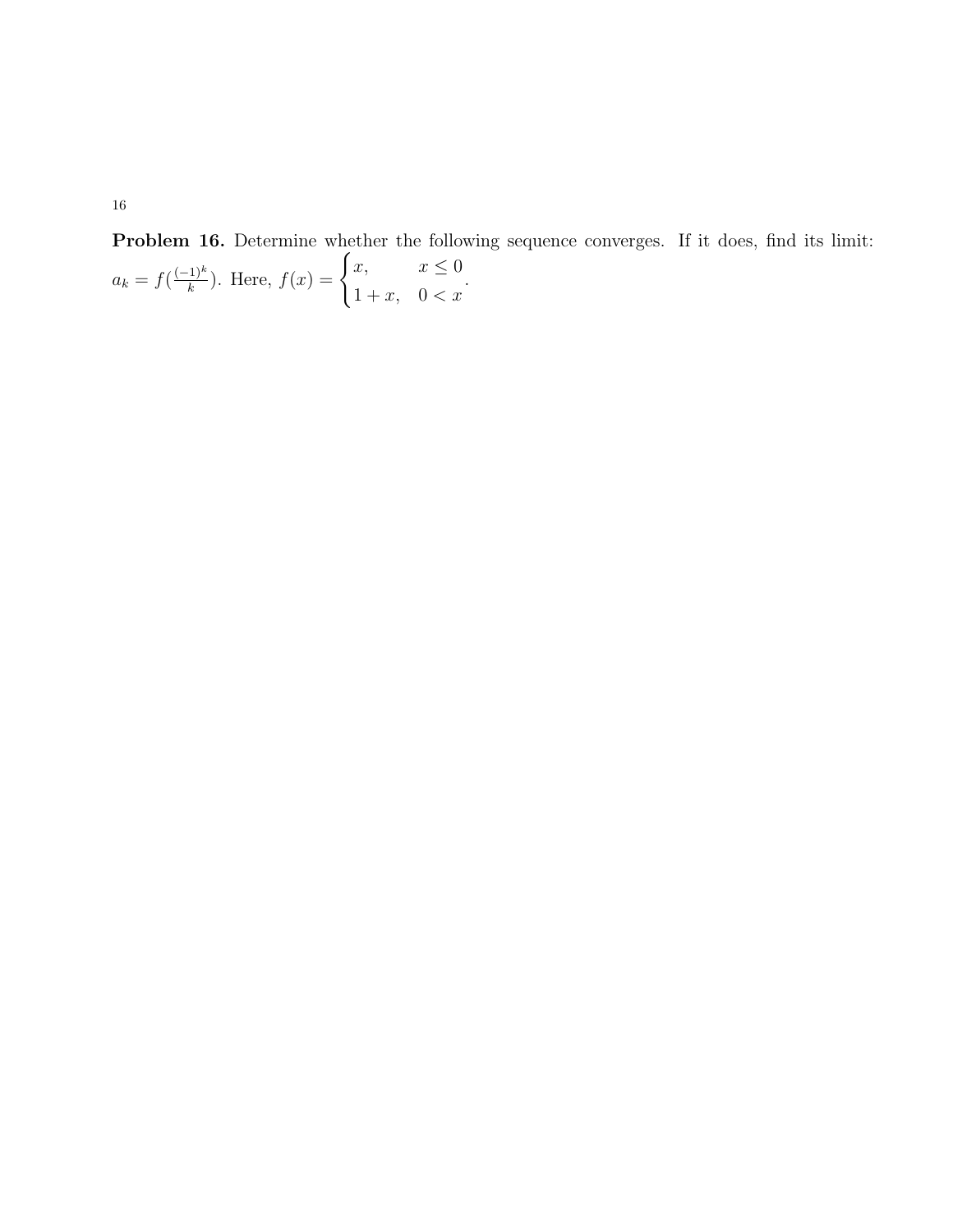**Problem 16.** Determine whether the following sequence converges. If it does, find its limit: $a_k = f(\frac{(-1)^k}{k})$. Here, $f(x) = \begin{cases} x, & x \leq 0 \\ 1 + x, & 0 < x \end{cases}$.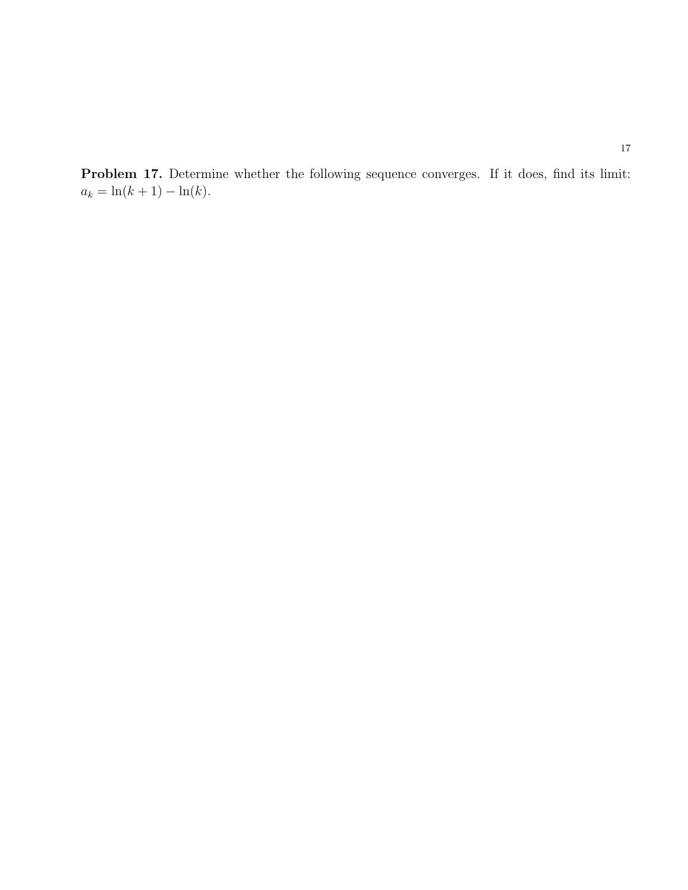**Problem 17.** Determine whether the following sequence converges. If it does, find its limit: $a_k = \ln(k+1) - \ln(k)$.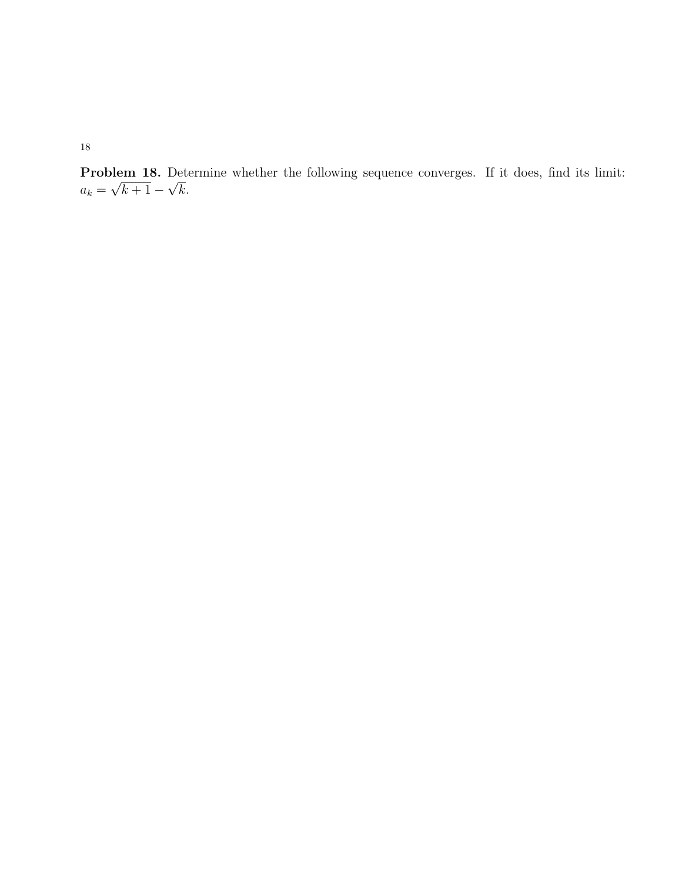**Problem 18.** Determine whether the following sequence converges. If it does, find its limit: $a_k = \sqrt{k+1} - \sqrt{k}$.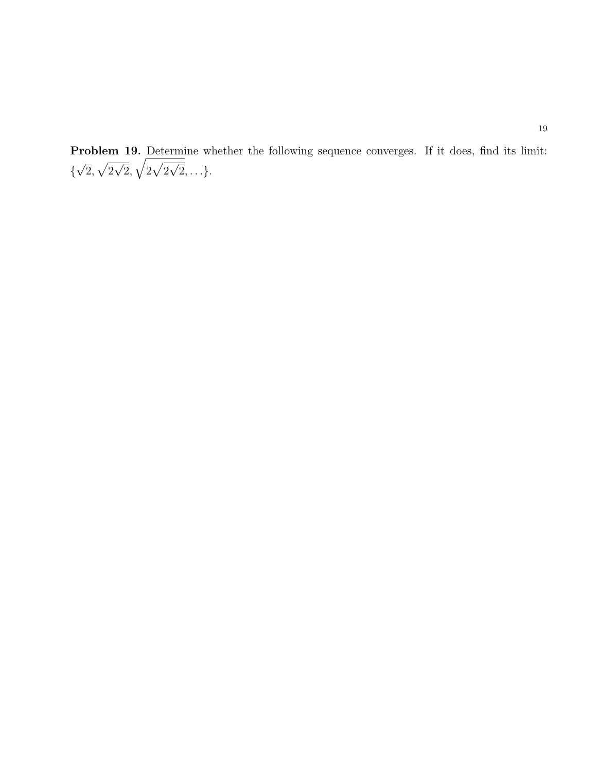**Problem 19.** Determine whether the following sequence converges. If it does, find its limit: $\{\sqrt{2}, \sqrt{2\sqrt{2}}, \sqrt{2\sqrt{2\sqrt{2}}}, \ldots\}$.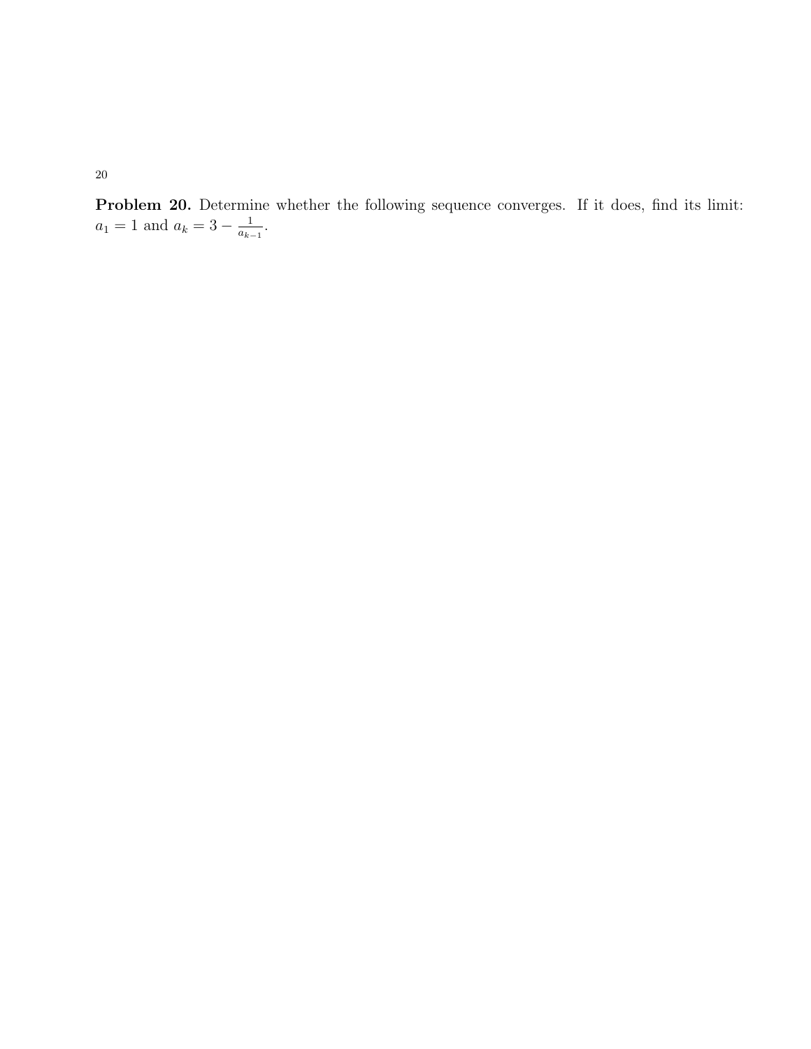**Problem 20.** Determine whether the following sequence converges. If it does, find its limit: $a_1 = 1$ and $a_k = 3 - \frac{1}{a_{k-1}}$.